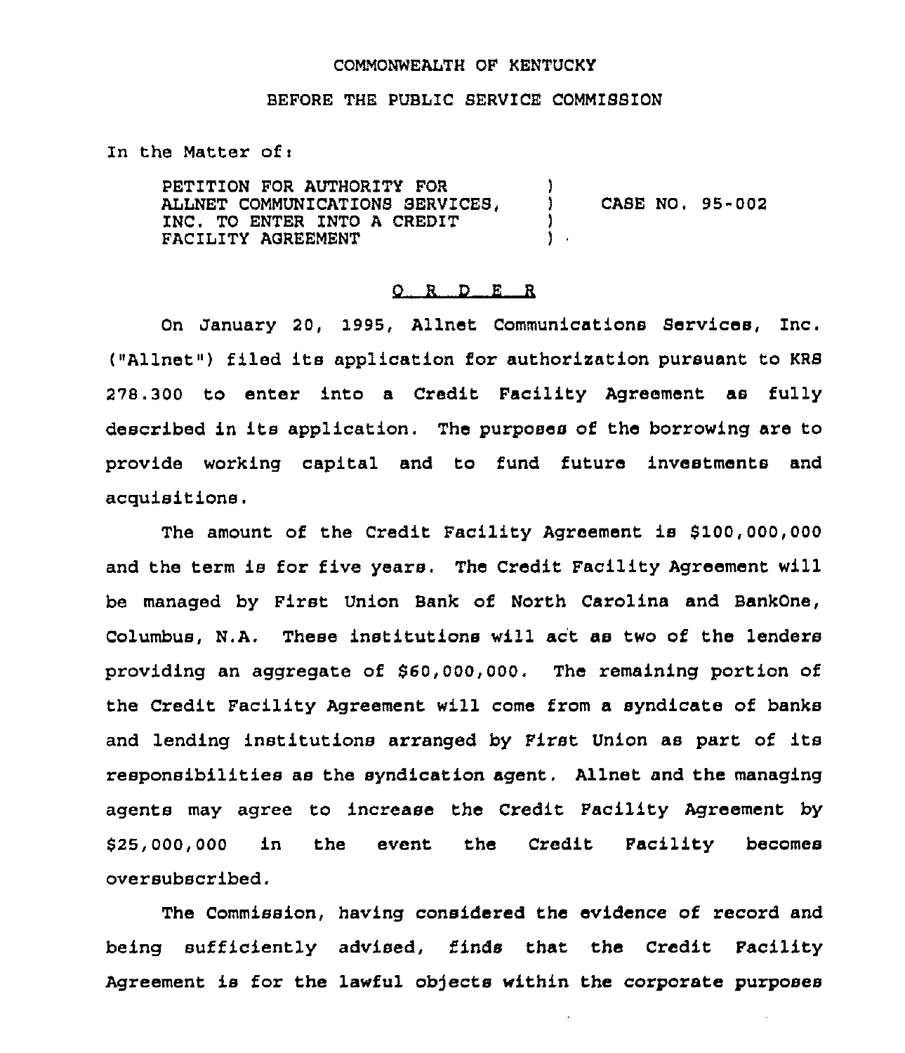COMMONWEALTH OF KENTUCKY

BEFORE THE PUBLIC SERVICE COMMISSION

In the Matter of:

| | | |
|---|---|---|
| PETITION FOR AUTHORITY FOR ALLNET COMMUNICATIONS SERVICES, INC. TO ENTER INTO A CREDIT FACILITY AGREEMENT | ) | CASE NO. 95-002 |

## O R D E R

On January 20, 1995, Allnet Communications Services, Inc. ("Allnet") filed its application for authorization pursuant to KRS 278.300 to enter into a Credit Facility Agreement as fully described in its application. The purposes of the borrowing are to provide working capital and to fund future investments and acquisitions.

The amount of the Credit Facility Agreement is $100,000,000 and the term is for five years. The Credit Facility Agreement will be managed by First Union Bank of North Carolina and BankOne, Columbus, N.A. These institutions will act as two of the lenders providing an aggregate of $60,000,000. The remaining portion of the Credit Facility Agreement will come from a syndicate of banks and lending institutions arranged by First Union as part of its responsibilities as the syndication agent. Allnet and the managing agents may agree to increase the Credit Facility Agreement by $25,000,000 in the event the Credit Facility becomes oversubscribed.

The Commission, having considered the evidence of record and being sufficiently advised, finds that the Credit Facility Agreement is for the lawful objects within the corporate purposes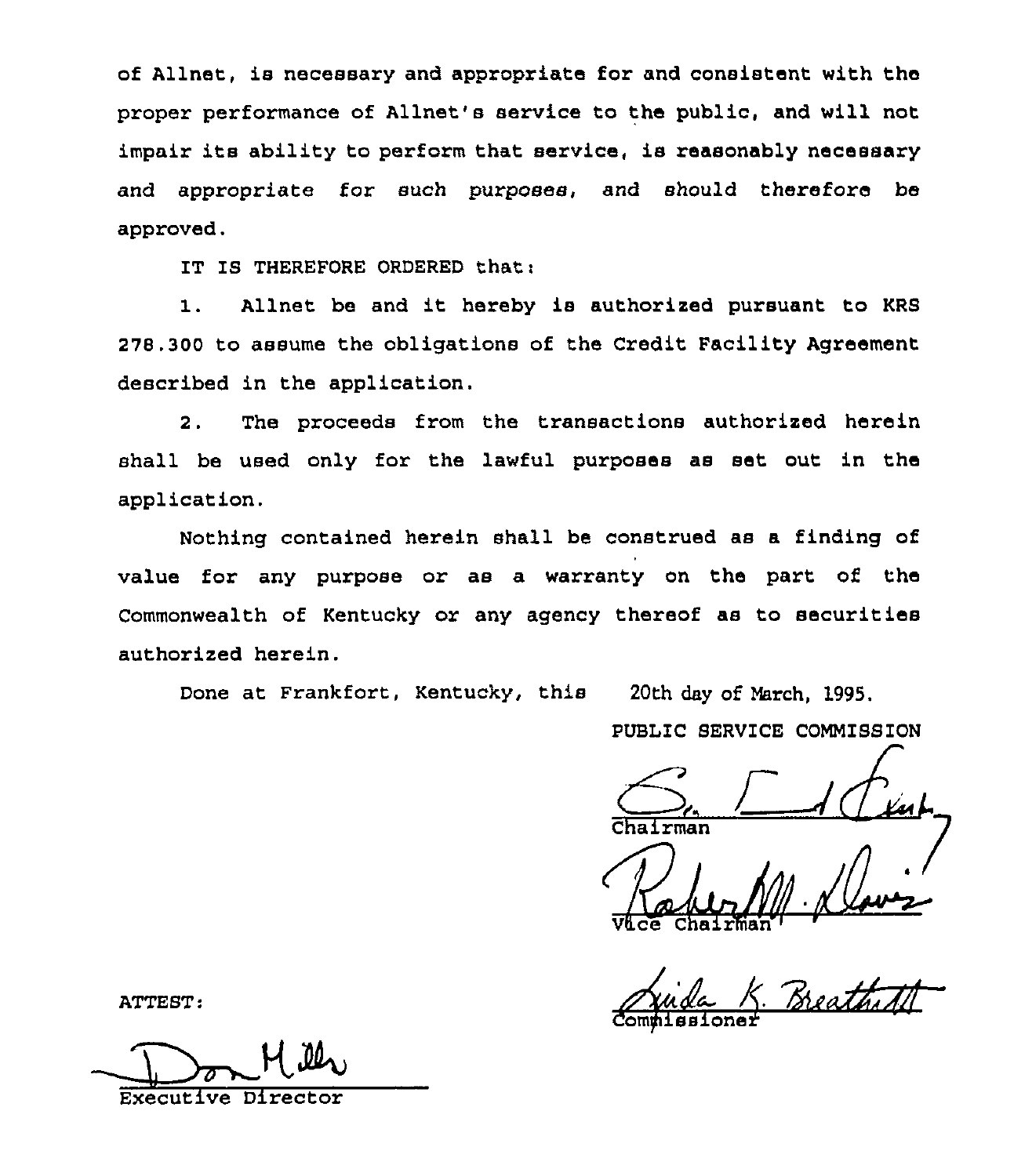of Allnet, is necessary and appropriate for and consistent with the proper performance of Allnet's service to the public, and will not impair its ability to perform that service, is reasonably necessary and appropriate for such purposes, and should therefore be approved.

IT IS THEREFORE ORDERED that:

1. Allnet be and it hereby is authorized pursuant to KRS 278.300 to assume the obligations of the Credit Facility Agreement described in the application.

2. The proceeds from the transactions authorized herein shall be used only for the lawful purposes as set out in the application.

Nothing contained herein shall be construed as a finding of value for any purpose or as a warranty on the part of the Commonwealth of Kentucky or any agency thereof as to securities authorized herein.

Done at Frankfort, Kentucky, this 20th day of March, 1995.

PUBLIC SERVICE COMMISSION

Chairman

Vice Chairman

Commissioner

ATTEST:

Executive Director